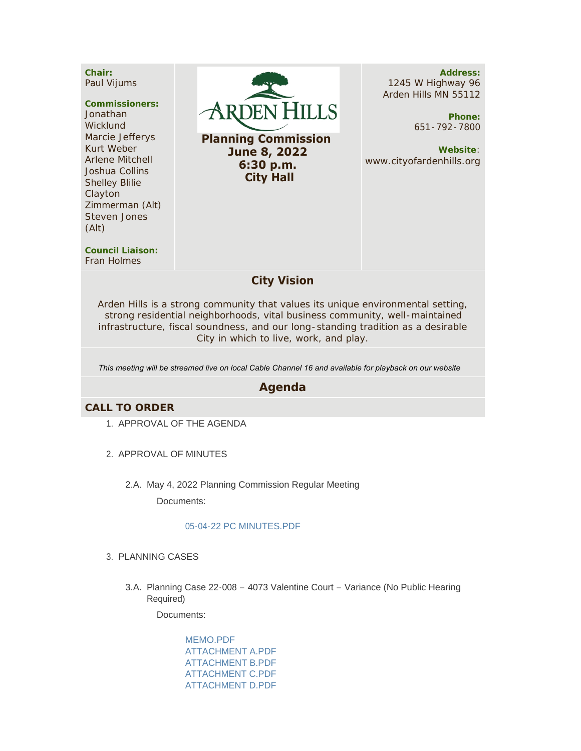**Chair:**
Paul Vijums

**Commissioners:**
Jonathan Wicklund
Marcie Jefferys
Kurt Weber
Arlene Mitchell
Joshua Collins
Shelley Blilie
Clayton Zimmerman (Alt)
Steven Jones (Alt)

**Council Liaison:**
Fran Holmes

# ARDEN HILLS

**Planning Commission**
**June 8, 2022**
**6:30 p.m.**
**City Hall**

**Address:**
1245 W Highway 96
Arden Hills MN 55112

**Phone:**
651-792-7800

**Website**:
www.cityofardenhills.org

## City Vision

Arden Hills is a strong community that values its unique environmental setting, strong residential neighborhoods, vital business community, well-maintained infrastructure, fiscal soundness, and our long-standing tradition as a desirable City in which to live, work, and play.

*This meeting will be streamed live on local Cable Channel 16 and available for playback on our website*

## Agenda

### CALL TO ORDER

1. APPROVAL OF THE AGENDA

2. APPROVAL OF MINUTES

   2.A. May 4, 2022 Planning Commission Regular Meeting

   Documents:

   05-04-22 PC MINUTES.PDF

3. PLANNING CASES

   3.A. Planning Case 22-008 – 4073 Valentine Court – Variance (No Public Hearing Required)

   Documents:

   MEMO.PDF
   ATTACHMENT A.PDF
   ATTACHMENT B.PDF
   ATTACHMENT C.PDF
   ATTACHMENT D.PDF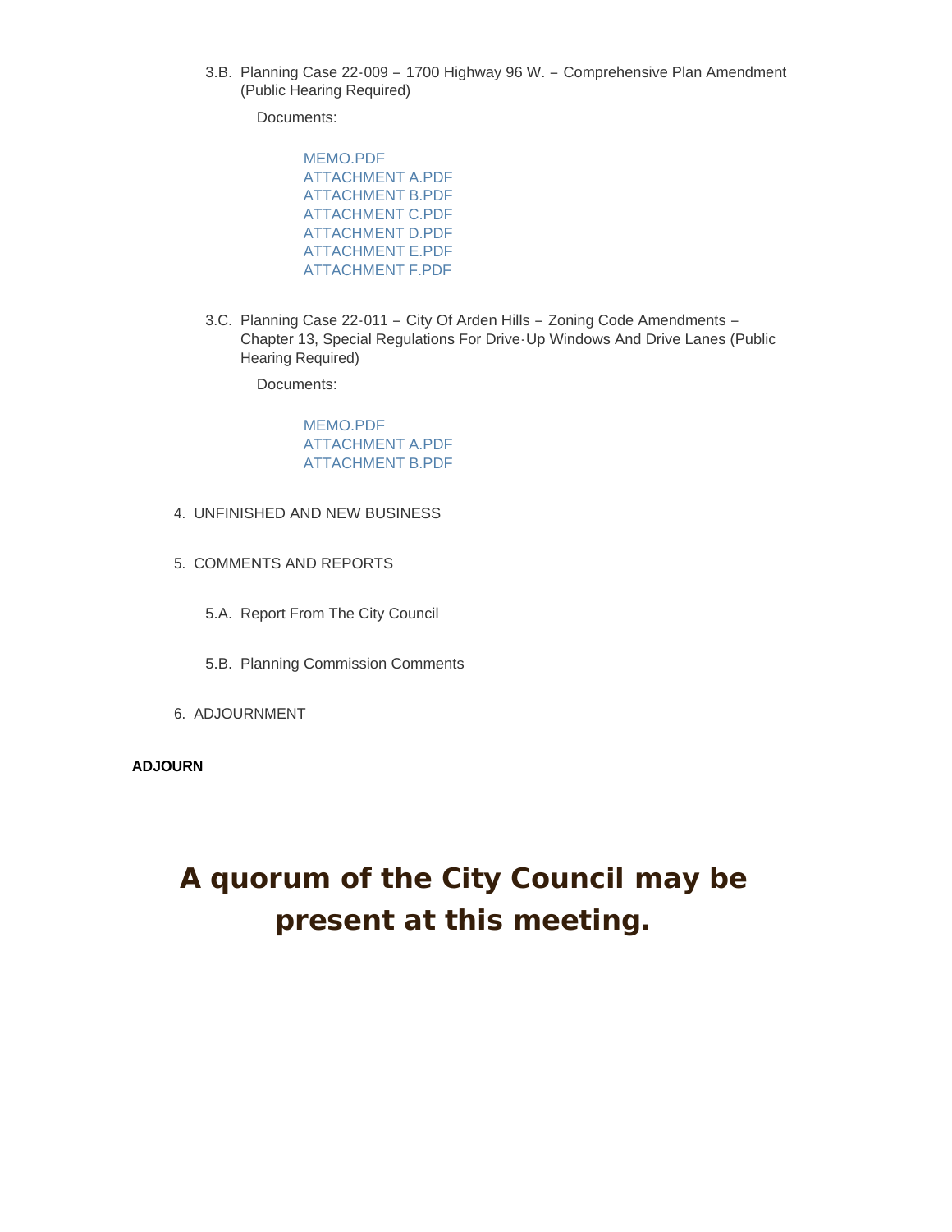3.B. Planning Case 22-009 – 1700 Highway 96 W. – Comprehensive Plan Amendment (Public Hearing Required)

Documents:

MEMO.PDF
ATTACHMENT A.PDF
ATTACHMENT B.PDF
ATTACHMENT C.PDF
ATTACHMENT D.PDF
ATTACHMENT E.PDF
ATTACHMENT F.PDF

3.C. Planning Case 22-011 – City Of Arden Hills – Zoning Code Amendments – Chapter 13, Special Regulations For Drive-Up Windows And Drive Lanes (Public Hearing Required)

Documents:

MEMO.PDF
ATTACHMENT A.PDF
ATTACHMENT B.PDF

4. UNFINISHED AND NEW BUSINESS

5. COMMENTS AND REPORTS

5.A. Report From The City Council

5.B. Planning Commission Comments

6. ADJOURNMENT

**ADJOURN**

## A quorum of the City Council may be present at this meeting.